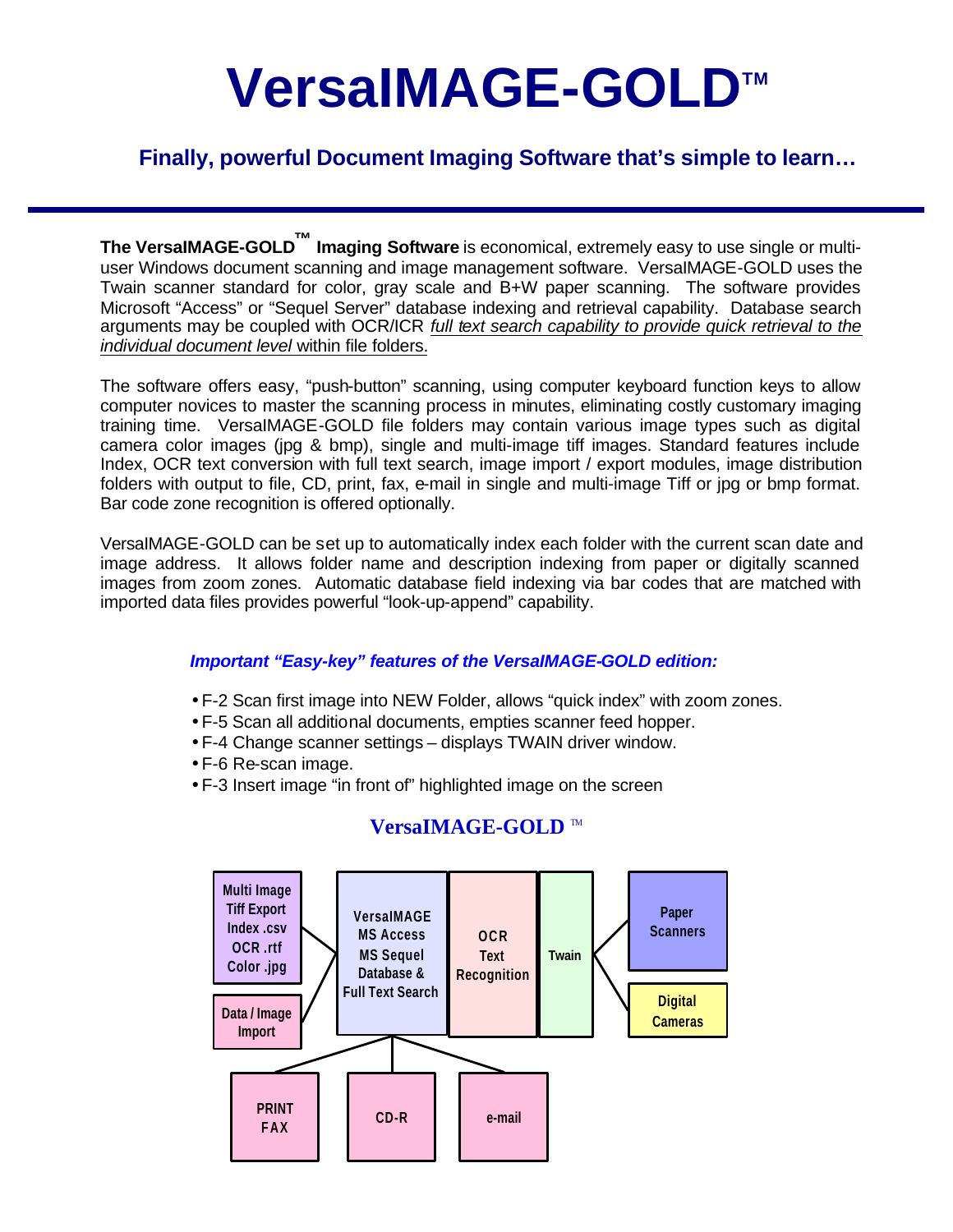# VersaIMAGE-GOLD™

## Finally, powerful Document Imaging Software that's simple to learn…

**The VersaIMAGE-GOLD™ Imaging Software** is economical, extremely easy to use single or multi-user Windows document scanning and image management software. VersaIMAGE-GOLD uses the Twain scanner standard for color, gray scale and B+W paper scanning. The software provides Microsoft "Access" or "Sequel Server" database indexing and retrieval capability. Database search arguments may be coupled with OCR/ICR *full text search capability to provide quick retrieval to the individual document level* within file folders.

The software offers easy, "push-button" scanning, using computer keyboard function keys to allow computer novices to master the scanning process in minutes, eliminating costly customary imaging training time. VersaIMAGE-GOLD file folders may contain various image types such as digital camera color images (jpg & bmp), single and multi-image tiff images. Standard features include Index, OCR text conversion with full text search, image import / export modules, image distribution folders with output to file, CD, print, fax, e-mail in single and multi-image Tiff or jpg or bmp format. Bar code zone recognition is offered optionally.

VersaIMAGE-GOLD can be set up to automatically index each folder with the current scan date and image address. It allows folder name and description indexing from paper or digitally scanned images from zoom zones. Automatic database field indexing via bar codes that are matched with imported data files provides powerful "look-up-append" capability.

***Important "Easy-key" features of the VersaIMAGE-GOLD edition:***

- F-2 Scan first image into NEW Folder, allows "quick index" with zoom zones.
- F-5 Scan all additional documents, empties scanner feed hopper.
- F-4 Change scanner settings – displays TWAIN driver window.
- F-6 Re-scan image.
- F-3 Insert image "in front of" highlighted image on the screen

**VersaIMAGE-GOLD ™**

Multi Image Tiff Export Index .csv OCR .rtf Color .jpg

Data / Image Import

VersaIMAGE MS Access MS Sequel Database & Full Text Search

OCR Text Recognition

Twain

Paper Scanners

Digital Cameras

PRINT FAX

CD-R

e-mail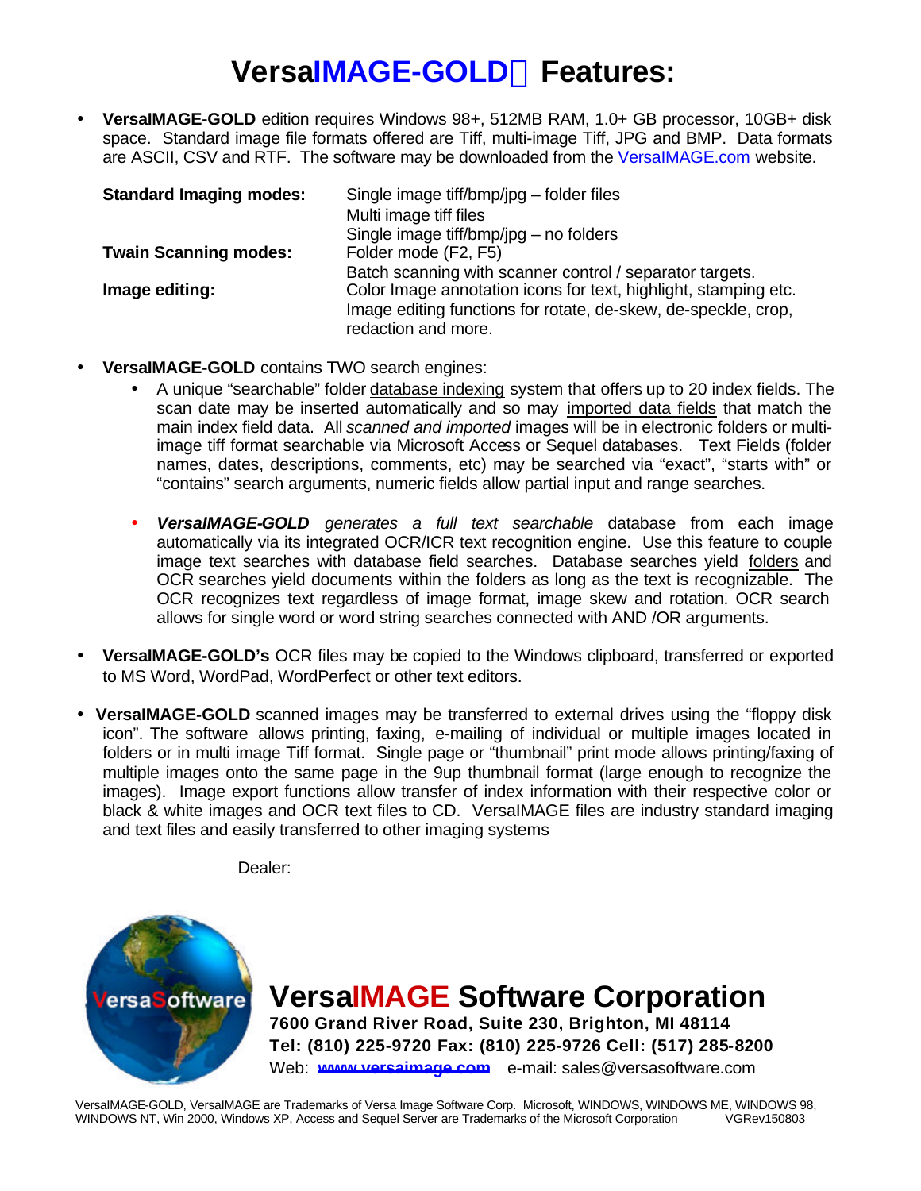# VersaIMAGE-GOLD Features:

- **VersaIMAGE-GOLD** edition requires Windows 98+, 512MB RAM, 1.0+ GB processor, 10GB+ disk space. Standard image file formats offered are Tiff, multi-image Tiff, JPG and BMP. Data formats are ASCII, CSV and RTF. The software may be downloaded from the VersaIMAGE.com website.

| | |
|---|---|
| **Standard Imaging modes:** | Single image tiff/bmp/jpg – folder files<br>Multi image tiff files<br>Single image tiff/bmp/jpg – no folders |
| **Twain Scanning modes:** | Folder mode (F2, F5)<br>Batch scanning with scanner control / separator targets. |
| **Image editing:** | Color Image annotation icons for text, highlight, stamping etc.<br>Image editing functions for rotate, de-skew, de-speckle, crop, redaction and more. |

- **VersaIMAGE-GOLD** contains TWO search engines:
  - A unique "searchable" folder database indexing system that offers up to 20 index fields. The scan date may be inserted automatically and so may imported data fields that match the main index field data. All *scanned and imported* images will be in electronic folders or multi-image tiff format searchable via Microsoft Access or Sequel databases. Text Fields (folder names, dates, descriptions, comments, etc) may be searched via "exact", "starts with" or "contains" search arguments, numeric fields allow partial input and range searches.
  - ***VersaIMAGE-GOLD*** *generates a full text searchable* database from each image automatically via its integrated OCR/ICR text recognition engine. Use this feature to couple image text searches with database field searches. Database searches yield folders and OCR searches yield documents within the folders as long as the text is recognizable. The OCR recognizes text regardless of image format, image skew and rotation. OCR search allows for single word or word string searches connected with AND /OR arguments.

- **VersaIMAGE-GOLD's** OCR files may be copied to the Windows clipboard, transferred or exported to MS Word, WordPad, WordPerfect or other text editors.

- **VersaIMAGE-GOLD** scanned images may be transferred to external drives using the "floppy disk icon". The software allows printing, faxing, e-mailing of individual or multiple images located in folders or in multi image Tiff format. Single page or "thumbnail" print mode allows printing/faxing of multiple images onto the same page in the 9up thumbnail format (large enough to recognize the images). Image export functions allow transfer of index information with their respective color or black & white images and OCR text files to CD. VersaIMAGE files are industry standard imaging and text files and easily transferred to other imaging systems

Dealer:

VersaSoftware

## VersaIMAGE Software Corporation

**7600 Grand River Road, Suite 230, Brighton, MI 48114**
**Tel: (810) 225-9720 Fax: (810) 225-9726 Cell: (517) 285-8200**
Web: **www.versaimage.com** e-mail: sales@versasoftware.com

VersaIMAGE-GOLD, VersaIMAGE are Trademarks of Versa Image Software Corp. Microsoft, WINDOWS, WINDOWS ME, WINDOWS 98, WINDOWS NT, Win 2000, Windows XP, Access and Sequel Server are Trademarks of the Microsoft Corporation VGRev150803